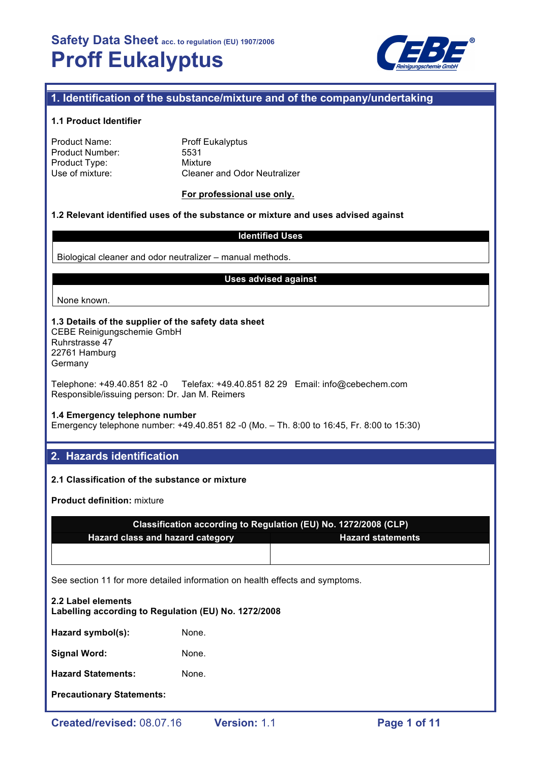# Safety Data Sheet acc. to regulation (EU) 1907/2006

# Proff Eukalyptus

## 1. Identification of the substance/mixture and of the company/undertaking

### 1.1 Product Identifier

Product Name: Proff Eukalyptus
Product Number: 5531
Product Type: Mixture
Use of mixture: Cleaner and Odor Neutralizer

**For professional use only.**

### 1.2 Relevant identified uses of the substance or mixture and uses advised against

| Identified Uses |
| --- |
| Biological cleaner and odor neutralizer – manual methods. |

| Uses advised against |
| --- |
| None known. |

### 1.3 Details of the supplier of the safety data sheet

CEBE Reinigungschemie GmbH
Ruhrstrasse 47
22761 Hamburg
Germany

Telephone: +49.40.851 82 -0 Telefax: +49.40.851 82 29 Email: info@cebechem.com
Responsible/issuing person: Dr. Jan M. Reimers

### 1.4 Emergency telephone number

Emergency telephone number: +49.40.851 82 -0 (Mo. – Th. 8:00 to 16:45, Fr. 8:00 to 15:30)

## 2. Hazards identification

### 2.1 Classification of the substance or mixture

**Product definition:** mixture

| Classification according to Regulation (EU) No. 1272/2008 (CLP) | |
| --- | --- |
| Hazard class and hazard category | Hazard statements |
| | |

See section 11 for more detailed information on health effects and symptoms.

### 2.2 Label elements

**Labelling according to Regulation (EU) No. 1272/2008**

**Hazard symbol(s):** None.

**Signal Word:** None.

**Hazard Statements:** None.

**Precautionary Statements:**

Created/revised: 08.07.16 Version: 1.1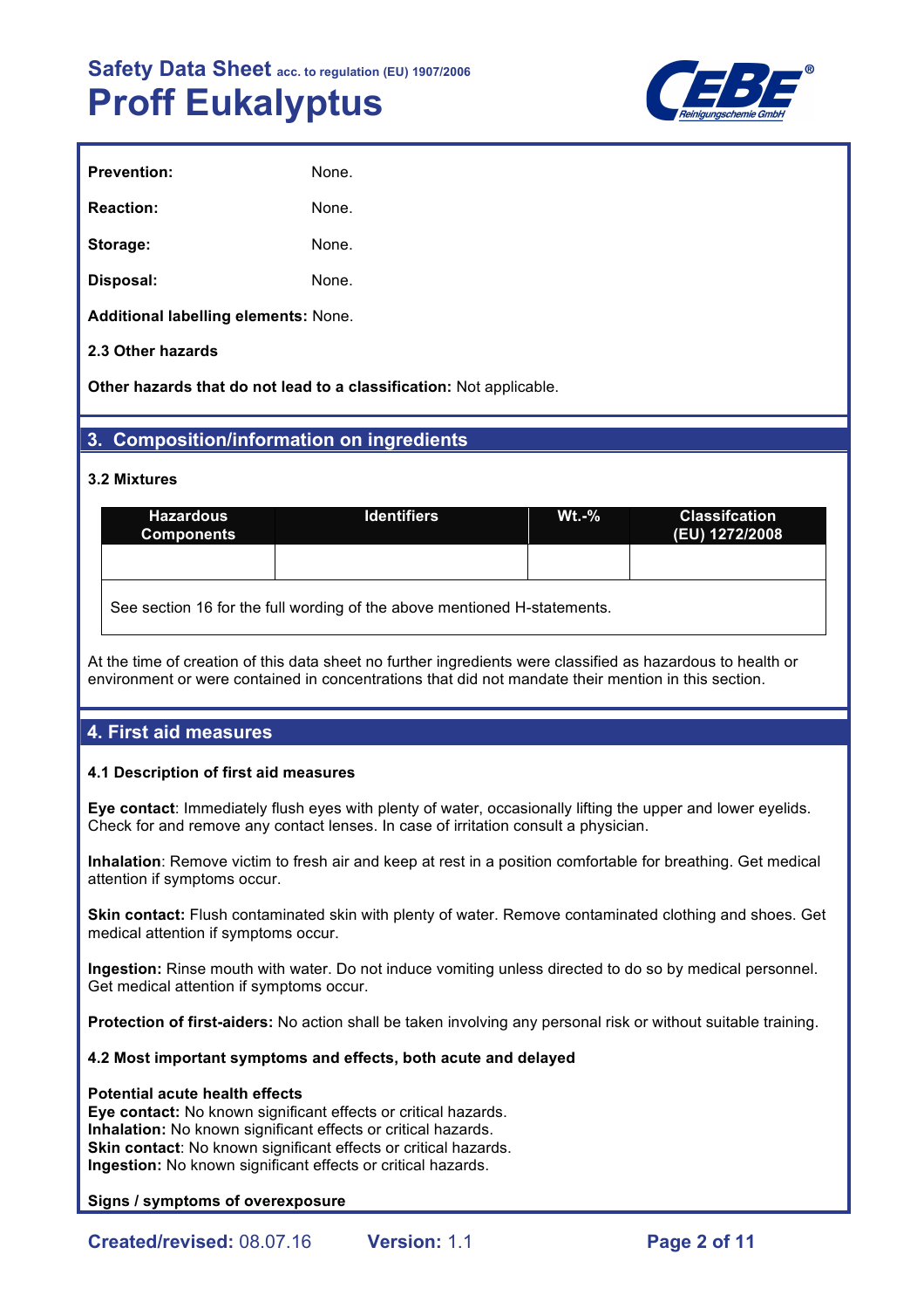**Prevention:** None.

**Reaction:** None.

**Storage:** None.

**Disposal:** None.

**Additional labelling elements:** None.

**2.3 Other hazards**

**Other hazards that do not lead to a classification:** Not applicable.

## 3. Composition/information on ingredients

**3.2 Mixtures**

| Hazardous Components | Identifiers | Wt.-% | Classifcation (EU) 1272/2008 |
|---|---|---|---|
| | | | |
| See section 16 for the full wording of the above mentioned H-statements. | | | |

At the time of creation of this data sheet no further ingredients were classified as hazardous to health or environment or were contained in concentrations that did not mandate their mention in this section.

## 4. First aid measures

**4.1 Description of first aid measures**

**Eye contact**: Immediately flush eyes with plenty of water, occasionally lifting the upper and lower eyelids. Check for and remove any contact lenses. In case of irritation consult a physician.

**Inhalation**: Remove victim to fresh air and keep at rest in a position comfortable for breathing. Get medical attention if symptoms occur.

**Skin contact:** Flush contaminated skin with plenty of water. Remove contaminated clothing and shoes. Get medical attention if symptoms occur.

**Ingestion:** Rinse mouth with water. Do not induce vomiting unless directed to do so by medical personnel. Get medical attention if symptoms occur.

**Protection of first-aiders:** No action shall be taken involving any personal risk or without suitable training.

**4.2 Most important symptoms and effects, both acute and delayed**

**Potential acute health effects**
**Eye contact:** No known significant effects or critical hazards.
**Inhalation:** No known significant effects or critical hazards.
**Skin contact**: No known significant effects or critical hazards.
**Ingestion:** No known significant effects or critical hazards.

**Signs / symptoms of overexposure**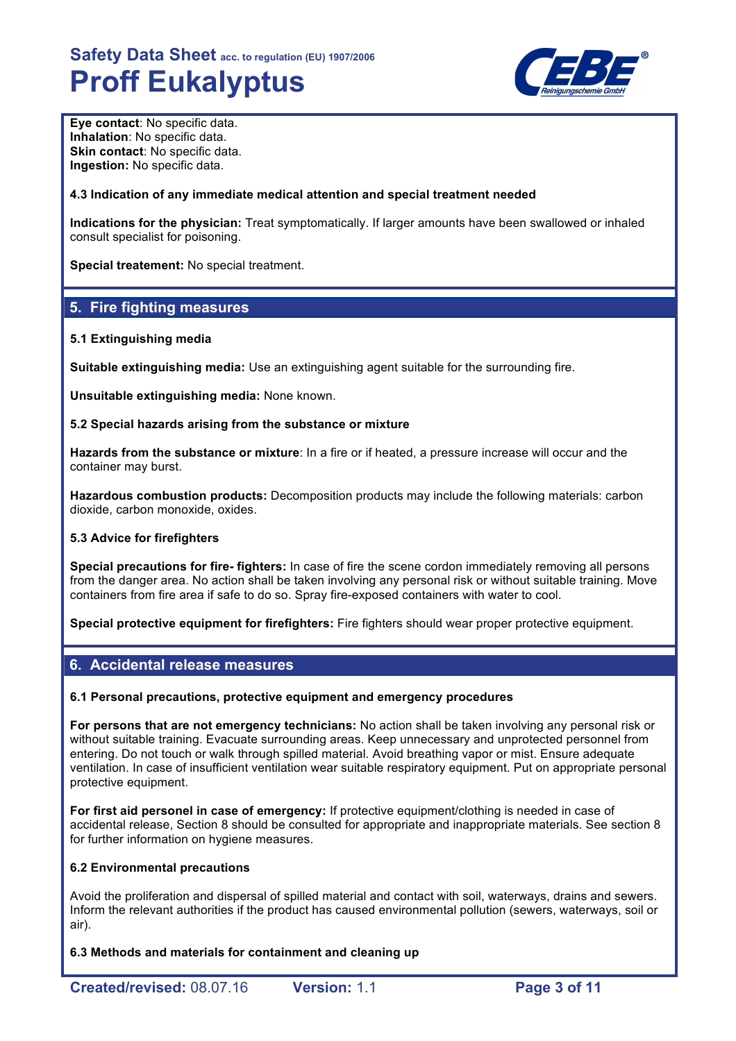**Eye contact**: No specific data.
**Inhalation**: No specific data.
**Skin contact**: No specific data.
**Ingestion:** No specific data.

**4.3 Indication of any immediate medical attention and special treatment needed**

**Indications for the physician:** Treat symptomatically. If larger amounts have been swallowed or inhaled consult specialist for poisoning.

**Special treatement:** No special treatment.

## 5. Fire fighting measures

**5.1 Extinguishing media**

**Suitable extinguishing media:** Use an extinguishing agent suitable for the surrounding fire.

**Unsuitable extinguishing media:** None known.

**5.2 Special hazards arising from the substance or mixture**

**Hazards from the substance or mixture**: In a fire or if heated, a pressure increase will occur and the container may burst.

**Hazardous combustion products:** Decomposition products may include the following materials: carbon dioxide, carbon monoxide, oxides.

**5.3 Advice for firefighters**

**Special precautions for fire- fighters:** In case of fire the scene cordon immediately removing all persons from the danger area. No action shall be taken involving any personal risk or without suitable training. Move containers from fire area if safe to do so. Spray fire-exposed containers with water to cool.

**Special protective equipment for firefighters:** Fire fighters should wear proper protective equipment.

## 6. Accidental release measures

**6.1 Personal precautions, protective equipment and emergency procedures**

**For persons that are not emergency technicians:** No action shall be taken involving any personal risk or without suitable training. Evacuate surrounding areas. Keep unnecessary and unprotected personnel from entering. Do not touch or walk through spilled material. Avoid breathing vapor or mist. Ensure adequate ventilation. In case of insufficient ventilation wear suitable respiratory equipment. Put on appropriate personal protective equipment.

**For first aid personel in case of emergency:** If protective equipment/clothing is needed in case of accidental release, Section 8 should be consulted for appropriate and inappropriate materials. See section 8 for further information on hygiene measures.

**6.2 Environmental precautions**

Avoid the proliferation and dispersal of spilled material and contact with soil, waterways, drains and sewers. Inform the relevant authorities if the product has caused environmental pollution (sewers, waterways, soil or air).

**6.3 Methods and materials for containment and cleaning up**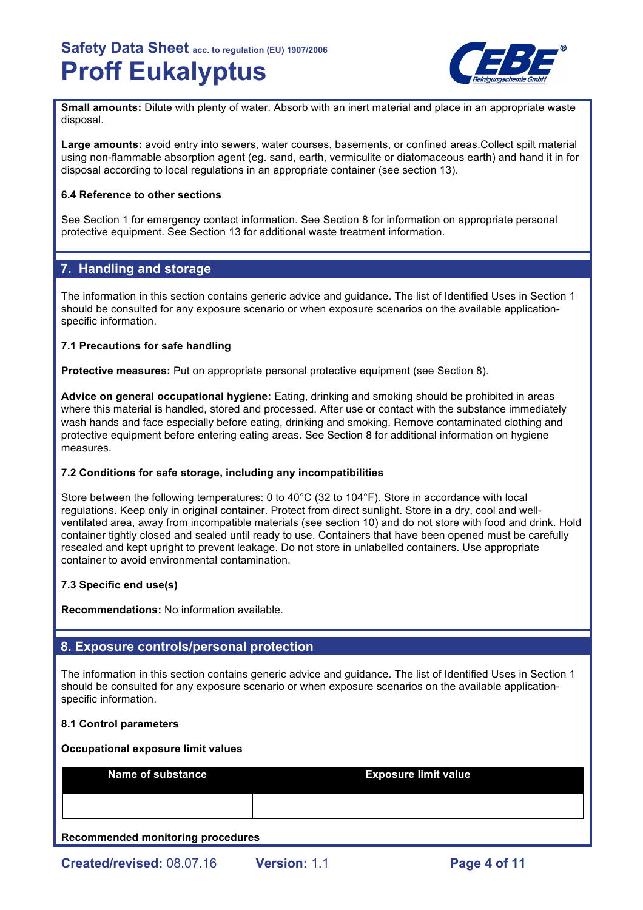**Small amounts:** Dilute with plenty of water. Absorb with an inert material and place in an appropriate waste disposal.

**Large amounts:** avoid entry into sewers, water courses, basements, or confined areas.Collect spilt material using non-flammable absorption agent (eg. sand, earth, vermiculite or diatomaceous earth) and hand it in for disposal according to local regulations in an appropriate container (see section 13).

#### 6.4 Reference to other sections

See Section 1 for emergency contact information. See Section 8 for information on appropriate personal protective equipment. See Section 13 for additional waste treatment information.

## 7. Handling and storage

The information in this section contains generic advice and guidance. The list of Identified Uses in Section 1 should be consulted for any exposure scenario or when exposure scenarios on the available application-specific information.

#### 7.1 Precautions for safe handling

**Protective measures:** Put on appropriate personal protective equipment (see Section 8).

**Advice on general occupational hygiene:** Eating, drinking and smoking should be prohibited in areas where this material is handled, stored and processed. After use or contact with the substance immediately wash hands and face especially before eating, drinking and smoking. Remove contaminated clothing and protective equipment before entering eating areas. See Section 8 for additional information on hygiene measures.

#### 7.2 Conditions for safe storage, including any incompatibilities

Store between the following temperatures: 0 to 40°C (32 to 104°F). Store in accordance with local regulations. Keep only in original container. Protect from direct sunlight. Store in a dry, cool and well-ventilated area, away from incompatible materials (see section 10) and do not store with food and drink. Hold container tightly closed and sealed until ready to use. Containers that have been opened must be carefully resealed and kept upright to prevent leakage. Do not store in unlabelled containers. Use appropriate container to avoid environmental contamination.

#### 7.3 Specific end use(s)

**Recommendations:** No information available.

## 8. Exposure controls/personal protection

The information in this section contains generic advice and guidance. The list of Identified Uses in Section 1 should be consulted for any exposure scenario or when exposure scenarios on the available application-specific information.

#### 8.1 Control parameters

**Occupational exposure limit values**

| Name of substance | Exposure limit value |
|---|---|
| | |

**Recommended monitoring procedures**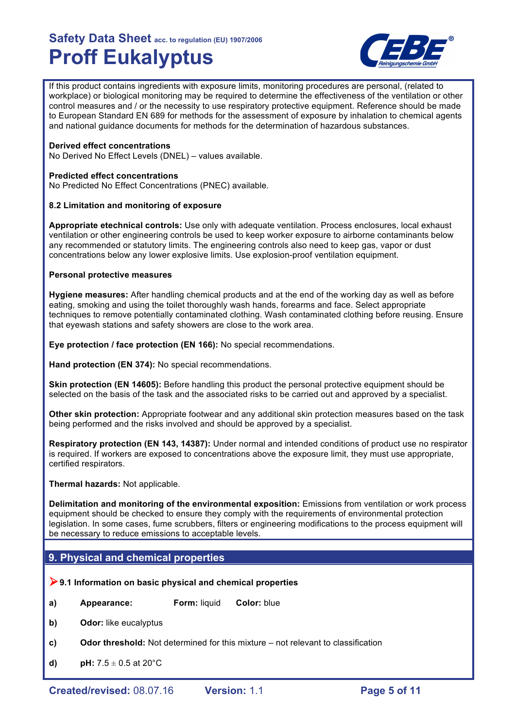If this product contains ingredients with exposure limits, monitoring procedures are personal, (related to workplace) or biological monitoring may be required to determine the effectiveness of the ventilation or other control measures and / or the necessity to use respiratory protective equipment. Reference should be made to European Standard EN 689 for methods for the assessment of exposure by inhalation to chemical agents and national guidance documents for methods for the determination of hazardous substances.

**Derived effect concentrations**
No Derived No Effect Levels (DNEL) – values available.

**Predicted effect concentrations**
No Predicted No Effect Concentrations (PNEC) available.

**8.2 Limitation and monitoring of exposure**

**Appropriate etechnical controls:** Use only with adequate ventilation. Process enclosures, local exhaust ventilation or other engineering controls be used to keep worker exposure to airborne contaminants below any recommended or statutory limits. The engineering controls also need to keep gas, vapor or dust concentrations below any lower explosive limits. Use explosion-proof ventilation equipment.

**Personal protective measures**

**Hygiene measures:** After handling chemical products and at the end of the working day as well as before eating, smoking and using the toilet thoroughly wash hands, forearms and face. Select appropriate techniques to remove potentially contaminated clothing. Wash contaminated clothing before reusing. Ensure that eyewash stations and safety showers are close to the work area.

**Eye protection / face protection (EN 166):** No special recommendations.

**Hand protection (EN 374):** No special recommendations.

**Skin protection (EN 14605):** Before handling this product the personal protective equipment should be selected on the basis of the task and the associated risks to be carried out and approved by a specialist.

**Other skin protection:** Appropriate footwear and any additional skin protection measures based on the task being performed and the risks involved and should be approved by a specialist.

**Respiratory protection (EN 143, 14387):** Under normal and intended conditions of product use no respirator is required. If workers are exposed to concentrations above the exposure limit, they must use appropriate, certified respirators.

**Thermal hazards:** Not applicable.

**Delimitation and monitoring of the environmental exposition:** Emissions from ventilation or work process equipment should be checked to ensure they comply with the requirements of environmental protection legislation. In some cases, fume scrubbers, filters or engineering modifications to the process equipment will be necessary to reduce emissions to acceptable levels.

## 9. Physical and chemical properties

### ➤ 9.1 Information on basic physical and chemical properties

**a)** **Appearance:** **Form:** liquid **Color:** blue

**b)** **Odor:** like eucalyptus

**c)** **Odor threshold:** Not determined for this mixture – not relevant to classification

**d)** **pH:** 7.5 ± 0.5 at 20°C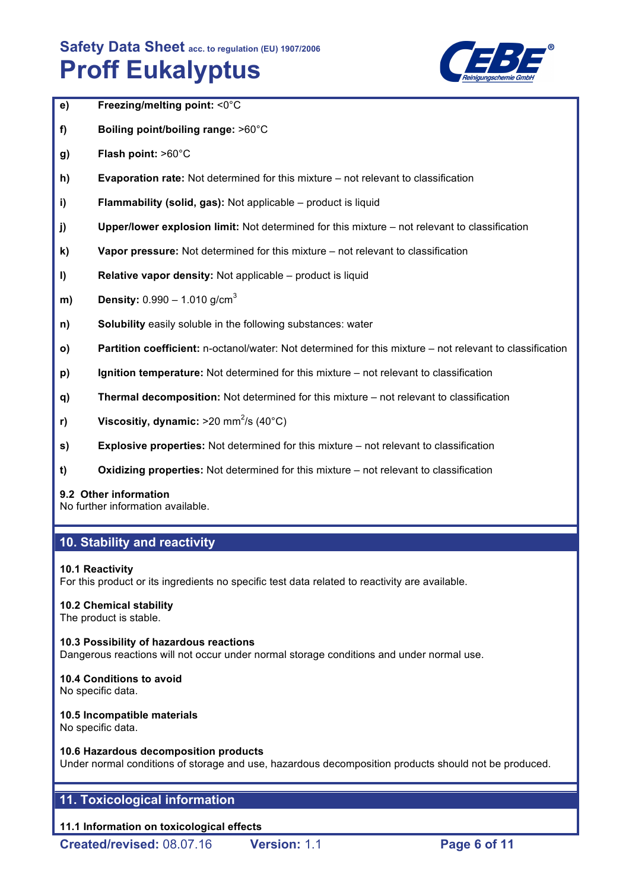**e)** **Freezing/melting point:** <0°C

**f)** **Boiling point/boiling range:** >60°C

**g)** **Flash point:** >60°C

**h)** **Evaporation rate:** Not determined for this mixture – not relevant to classification

**i)** **Flammability (solid, gas):** Not applicable – product is liquid

**j)** **Upper/lower explosion limit:** Not determined for this mixture – not relevant to classification

**k)** **Vapor pressure:** Not determined for this mixture – not relevant to classification

**l)** **Relative vapor density:** Not applicable – product is liquid

**m)** **Density:** 0.990 – 1.010 g/cm$^3$

**n)** **Solubility** easily soluble in the following substances: water

**o)** **Partition coefficient:** n-octanol/water: Not determined for this mixture – not relevant to classification

**p)** **Ignition temperature:** Not determined for this mixture – not relevant to classification

**q)** **Thermal decomposition:** Not determined for this mixture – not relevant to classification

**r)** **Viscositiy, dynamic:** >20 mm$^2$/s (40°C)

**s)** **Explosive properties:** Not determined for this mixture – not relevant to classification

**t)** **Oxidizing properties:** Not determined for this mixture – not relevant to classification

**9.2 Other information**
No further information available.

## 10. Stability and reactivity

**10.1 Reactivity**
For this product or its ingredients no specific test data related to reactivity are available.

**10.2 Chemical stability**
The product is stable.

**10.3 Possibility of hazardous reactions**
Dangerous reactions will not occur under normal storage conditions and under normal use.

**10.4 Conditions to avoid**
No specific data.

**10.5 Incompatible materials**
No specific data.

**10.6 Hazardous decomposition products**
Under normal conditions of storage and use, hazardous decomposition products should not be produced.

## 11. Toxicological information

**11.1 Information on toxicological effects**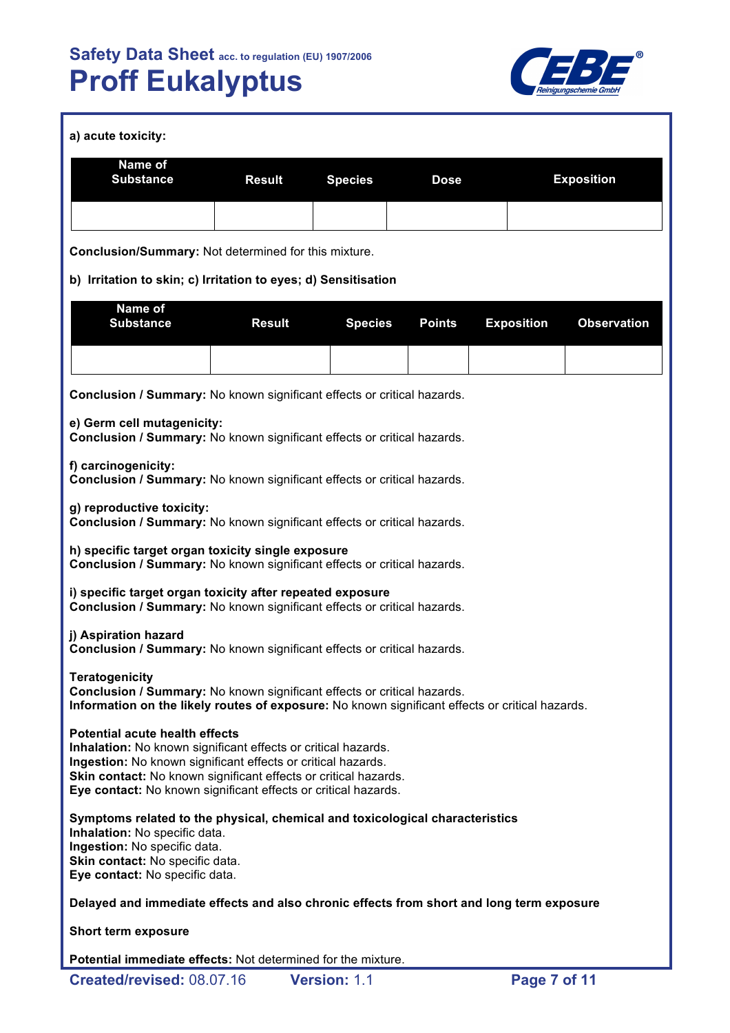**a) acute toxicity:**

| Name of Substance | Result | Species | Dose | Exposition |
|---|---|---|---|---|
| | | | | |

**Conclusion/Summary:** Not determined for this mixture.

**b) Irritation to skin; c) Irritation to eyes; d) Sensitisation**

| Name of Substance | Result | Species | Points | Exposition | Observation |
|---|---|---|---|---|---|
| | | | | | |

**Conclusion / Summary:** No known significant effects or critical hazards.

**e) Germ cell mutagenicity:**
**Conclusion / Summary:** No known significant effects or critical hazards.

**f) carcinogenicity:**
**Conclusion / Summary:** No known significant effects or critical hazards.

**g) reproductive toxicity:**
**Conclusion / Summary:** No known significant effects or critical hazards.

**h) specific target organ toxicity single exposure**
**Conclusion / Summary:** No known significant effects or critical hazards.

**i) specific target organ toxicity after repeated exposure**
**Conclusion / Summary:** No known significant effects or critical hazards.

**j) Aspiration hazard**
**Conclusion / Summary:** No known significant effects or critical hazards.

**Teratogenicity**
**Conclusion / Summary:** No known significant effects or critical hazards.
**Information on the likely routes of exposure:** No known significant effects or critical hazards.

**Potential acute health effects**
**Inhalation:** No known significant effects or critical hazards.
**Ingestion:** No known significant effects or critical hazards.
**Skin contact:** No known significant effects or critical hazards.
**Eye contact:** No known significant effects or critical hazards.

**Symptoms related to the physical, chemical and toxicological characteristics**
**Inhalation:** No specific data.
**Ingestion:** No specific data.
**Skin contact:** No specific data.
**Eye contact:** No specific data.

**Delayed and immediate effects and also chronic effects from short and long term exposure**

**Short term exposure**

**Potential immediate effects:** Not determined for the mixture.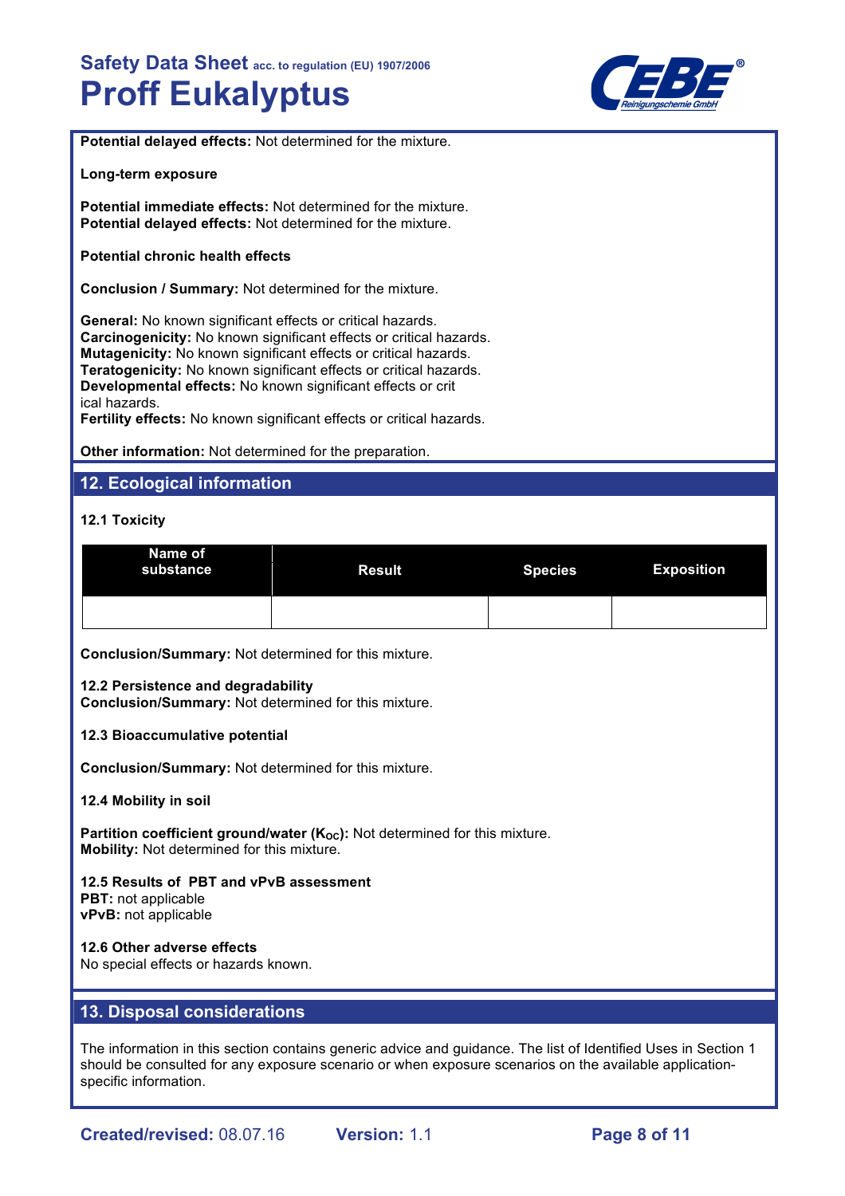**Potential delayed effects:** Not determined for the mixture.

**Long-term exposure**

**Potential immediate effects:** Not determined for the mixture.
**Potential delayed effects:** Not determined for the mixture.

**Potential chronic health effects**

**Conclusion / Summary:** Not determined for the mixture.

**General:** No known significant effects or critical hazards.
**Carcinogenicity:** No known significant effects or critical hazards.
**Mutagenicity:** No known significant effects or critical hazards.
**Teratogenicity:** No known significant effects or critical hazards.
**Developmental effects:** No known significant effects or crit
ical hazards.
**Fertility effects:** No known significant effects or critical hazards.

**Other information:** Not determined for the preparation.

## 12. Ecological information

### 12.1 Toxicity

| Name of substance | Result | Species | Exposition |
|---|---|---|---|
| | | | |

**Conclusion/Summary:** Not determined for this mixture.

**12.2 Persistence and degradability**
**Conclusion/Summary:** Not determined for this mixture.

**12.3 Bioaccumulative potential**

**Conclusion/Summary:** Not determined for this mixture.

**12.4 Mobility in soil**

**Partition coefficient ground/water ($K_{OC}$):** Not determined for this mixture.
**Mobility:** Not determined for this mixture.

**12.5 Results of PBT and vPvB assessment**
**PBT:** not applicable
**vPvB:** not applicable

**12.6 Other adverse effects**
No special effects or hazards known.

## 13. Disposal considerations

The information in this section contains generic advice and guidance. The list of Identified Uses in Section 1 should be consulted for any exposure scenario or when exposure scenarios on the available application-specific information.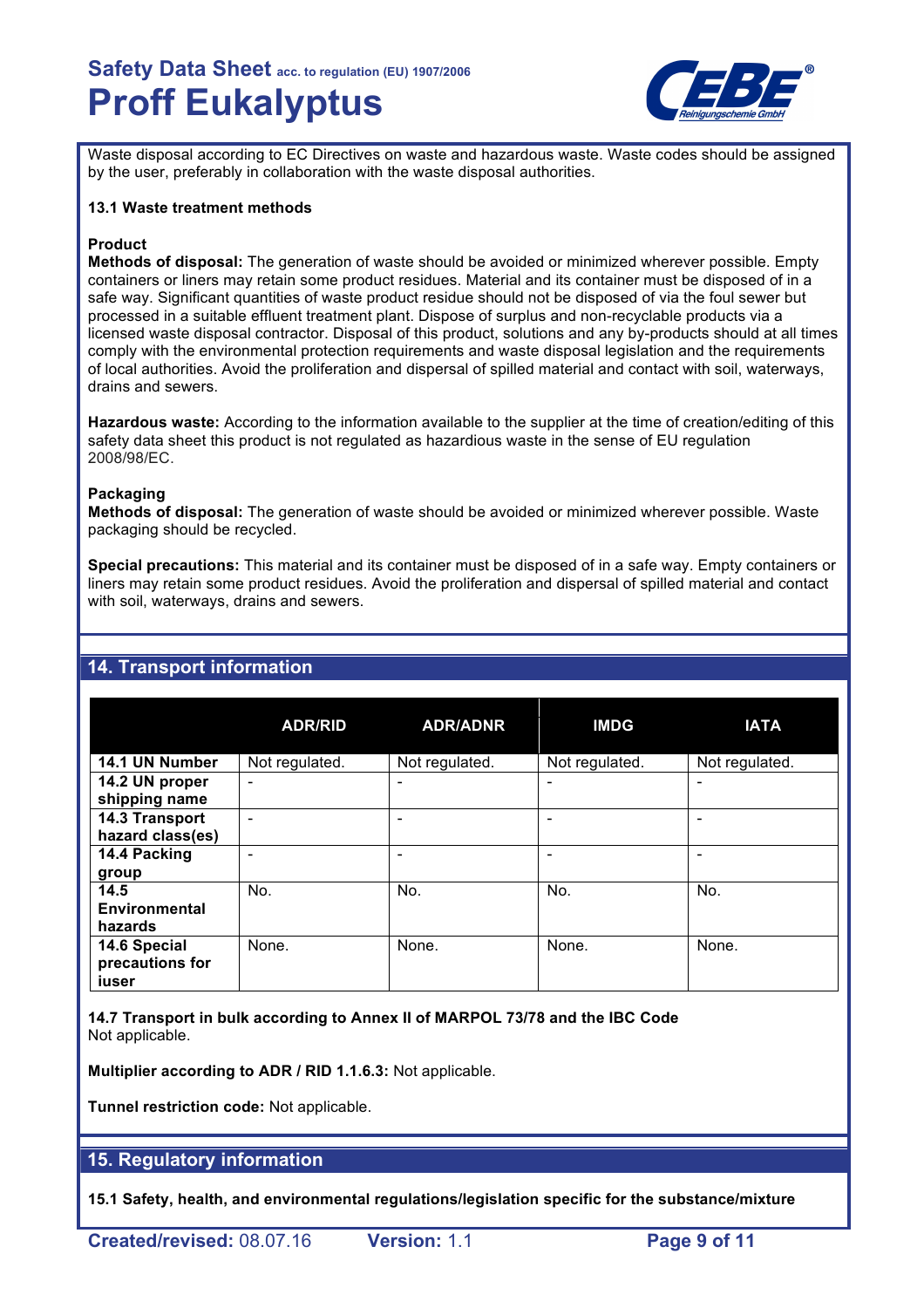Waste disposal according to EC Directives on waste and hazardous waste. Waste codes should be assigned by the user, preferably in collaboration with the waste disposal authorities.

**13.1 Waste treatment methods**

**Product**

**Methods of disposal:** The generation of waste should be avoided or minimized wherever possible. Empty containers or liners may retain some product residues. Material and its container must be disposed of in a safe way. Significant quantities of waste product residue should not be disposed of via the foul sewer but processed in a suitable effluent treatment plant. Dispose of surplus and non-recyclable products via a licensed waste disposal contractor. Disposal of this product, solutions and any by-products should at all times comply with the environmental protection requirements and waste disposal legislation and the requirements of local authorities. Avoid the proliferation and dispersal of spilled material and contact with soil, waterways, drains and sewers.

**Hazardous waste:** According to the information available to the supplier at the time of creation/editing of this safety data sheet this product is not regulated as hazardious waste in the sense of EU regulation 2008/98/EC.

**Packaging**

**Methods of disposal:** The generation of waste should be avoided or minimized wherever possible. Waste packaging should be recycled.

**Special precautions:** This material and its container must be disposed of in a safe way. Empty containers or liners may retain some product residues. Avoid the proliferation and dispersal of spilled material and contact with soil, waterways, drains and sewers.

## 14. Transport information

| | ADR/RID | ADR/ADNR | IMDG | IATA |
|---|---|---|---|---|
| **14.1 UN Number** | Not regulated. | Not regulated. | Not regulated. | Not regulated. |
| **14.2 UN proper shipping name** | - | - | - | - |
| **14.3 Transport hazard class(es)** | - | - | - | - |
| **14.4 Packing group** | - | - | - | - |
| **14.5 Environmental hazards** | No. | No. | No. | No. |
| **14.6 Special precautions for iuser** | None. | None. | None. | None. |

**14.7 Transport in bulk according to Annex II of MARPOL 73/78 and the IBC Code**
Not applicable.

**Multiplier according to ADR / RID 1.1.6.3:** Not applicable.

**Tunnel restriction code:** Not applicable.

## 15. Regulatory information

**15.1 Safety, health, and environmental regulations/legislation specific for the substance/mixture**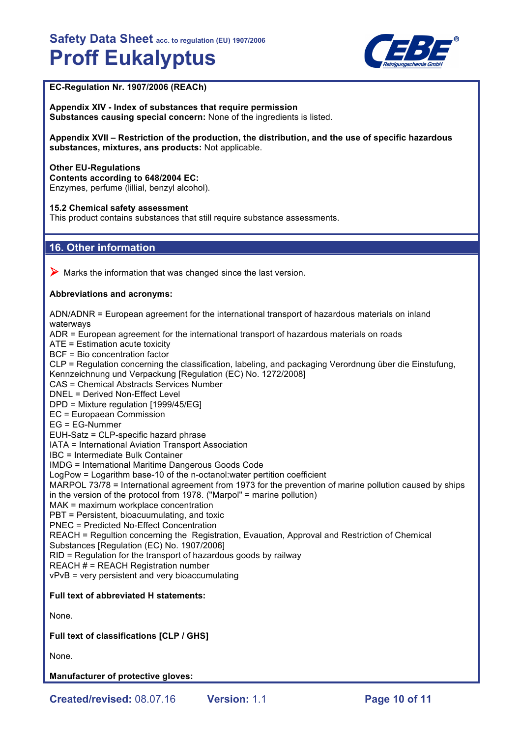**EC-Regulation Nr. 1907/2006 (REACh)**

**Appendix XIV - Index of substances that require permission**
**Substances causing special concern:** None of the ingredients is listed.

**Appendix XVII – Restriction of the production, the distribution, and the use of specific hazardous substances, mixtures, ans products:** Not applicable.

**Other EU-Regulations**
**Contents according to 648/2004 EC:**
Enzymes, perfume (lillial, benzyl alcohol).

**15.2 Chemical safety assessment**
This product contains substances that still require substance assessments.

## 16. Other information

➤ Marks the information that was changed since the last version.

**Abbreviations and acronyms:**

ADN/ADNR = European agreement for the international transport of hazardous materials on inland waterways
ADR = European agreement for the international transport of hazardous materials on roads
ATE = Estimation acute toxicity
BCF = Bio concentration factor
CLP = Regulation concerning the classification, labeling, and packaging Verordnung über die Einstufung, Kennzeichnung und Verpackung [Regulation (EC) No. 1272/2008]
CAS = Chemical Abstracts Services Number
DNEL = Derived Non-Effect Level
DPD = Mixture regulation [1999/45/EG]
EC = Europaean Commission
EG = EG-Nummer
EUH-Satz = CLP-specific hazard phrase
IATA = International Aviation Transport Association
IBC = Intermediate Bulk Container
IMDG = International Maritime Dangerous Goods Code
LogPow = Logarithm base-10 of the n-octanol:water pertition coefficient
MARPOL 73/78 = International agreement from 1973 for the prevention of marine pollution caused by ships in the version of the protocol from 1978. ("Marpol" = marine pollution)
MAK = maximum workplace concentration
PBT = Persistent, bioacuumulating, and toxic
PNEC = Predicted No-Effect Concentration
REACH = Regultion concerning the Registration, Evauation, Approval and Restriction of Chemical Substances [Regulation (EC) No. 1907/2006]
RID = Regulation for the transport of hazardous goods by railway
REACH # = REACH Registration number
vPvB = very persistent and very bioaccumulating

**Full text of abbreviated H statements:**

None.

**Full text of classifications [CLP / GHS]**

None.

**Manufacturer of protective gloves:**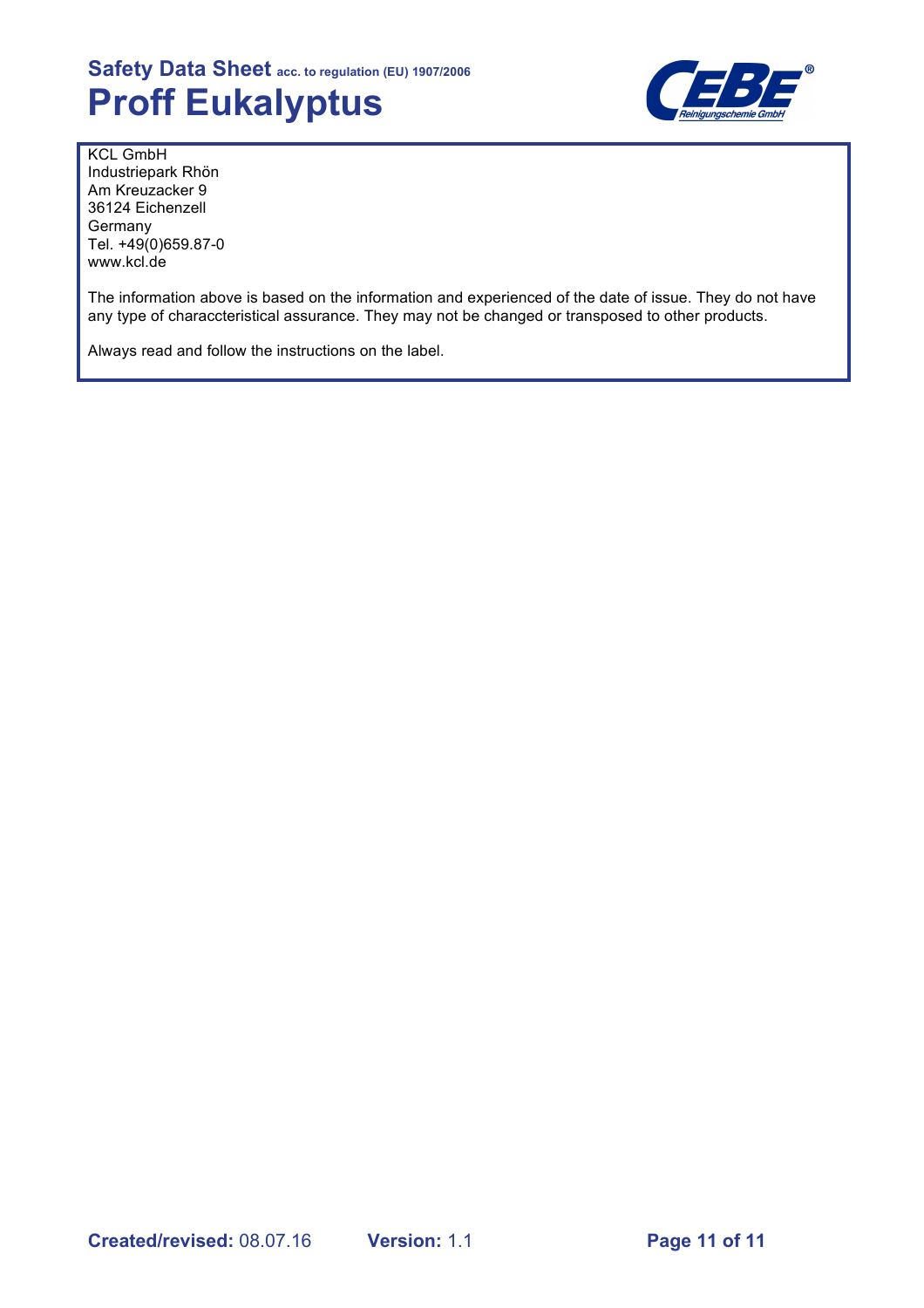KCL GmbH
Industriepark Rhön
Am Kreuzacker 9
36124 Eichenzell
Germany
Tel. +49(0)659.87-0
www.kcl.de

The information above is based on the information and experienced of the date of issue. They do not have any type of characcteristical assurance. They may not be changed or transposed to other products.

Always read and follow the instructions on the label.